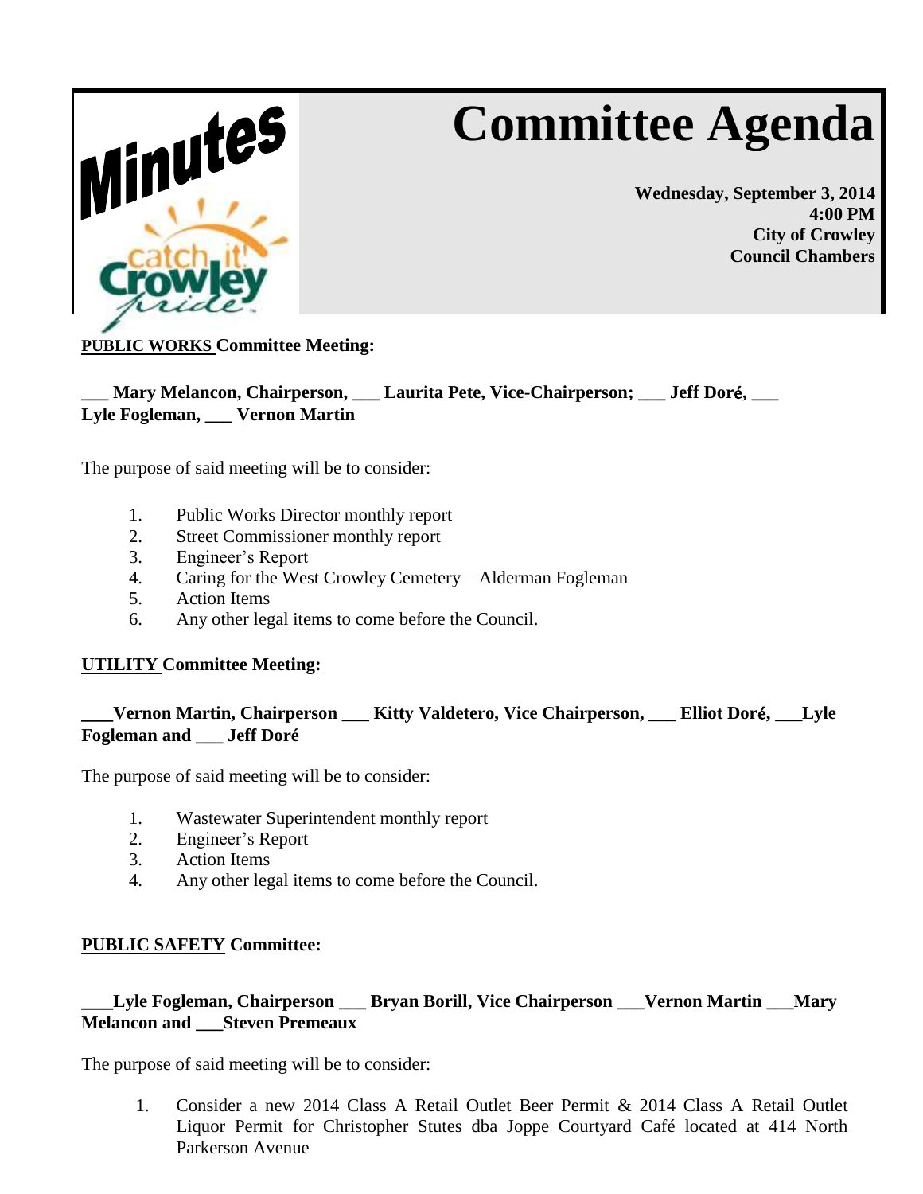Minutes

# Committee Agenda

**Wednesday, September 3, 2014**
**4:00 PM**
**City of Crowley**
**Council Chambers**

**PUBLIC WORKS Committee Meeting:**

**___ Mary Melancon, Chairperson, ___ Laurita Pete, Vice-Chairperson; ___ Jeff Doré, ___ Lyle Fogleman, ___ Vernon Martin**

The purpose of said meeting will be to consider:

1. Public Works Director monthly report
2. Street Commissioner monthly report
3. Engineer's Report
4. Caring for the West Crowley Cemetery – Alderman Fogleman
5. Action Items
6. Any other legal items to come before the Council.

**UTILITY Committee Meeting:**

**___Vernon Martin, Chairperson ___ Kitty Valdetero, Vice Chairperson, ___ Elliot Doré, ___Lyle Fogleman and ___ Jeff Doré**

The purpose of said meeting will be to consider:

1. Wastewater Superintendent monthly report
2. Engineer's Report
3. Action Items
4. Any other legal items to come before the Council.

**PUBLIC SAFETY Committee:**

**___Lyle Fogleman, Chairperson ___ Bryan Borill, Vice Chairperson ___Vernon Martin ___Mary Melancon and ___Steven Premeaux**

The purpose of said meeting will be to consider:

1. Consider a new 2014 Class A Retail Outlet Beer Permit & 2014 Class A Retail Outlet Liquor Permit for Christopher Stutes dba Joppe Courtyard Café located at 414 North Parkerson Avenue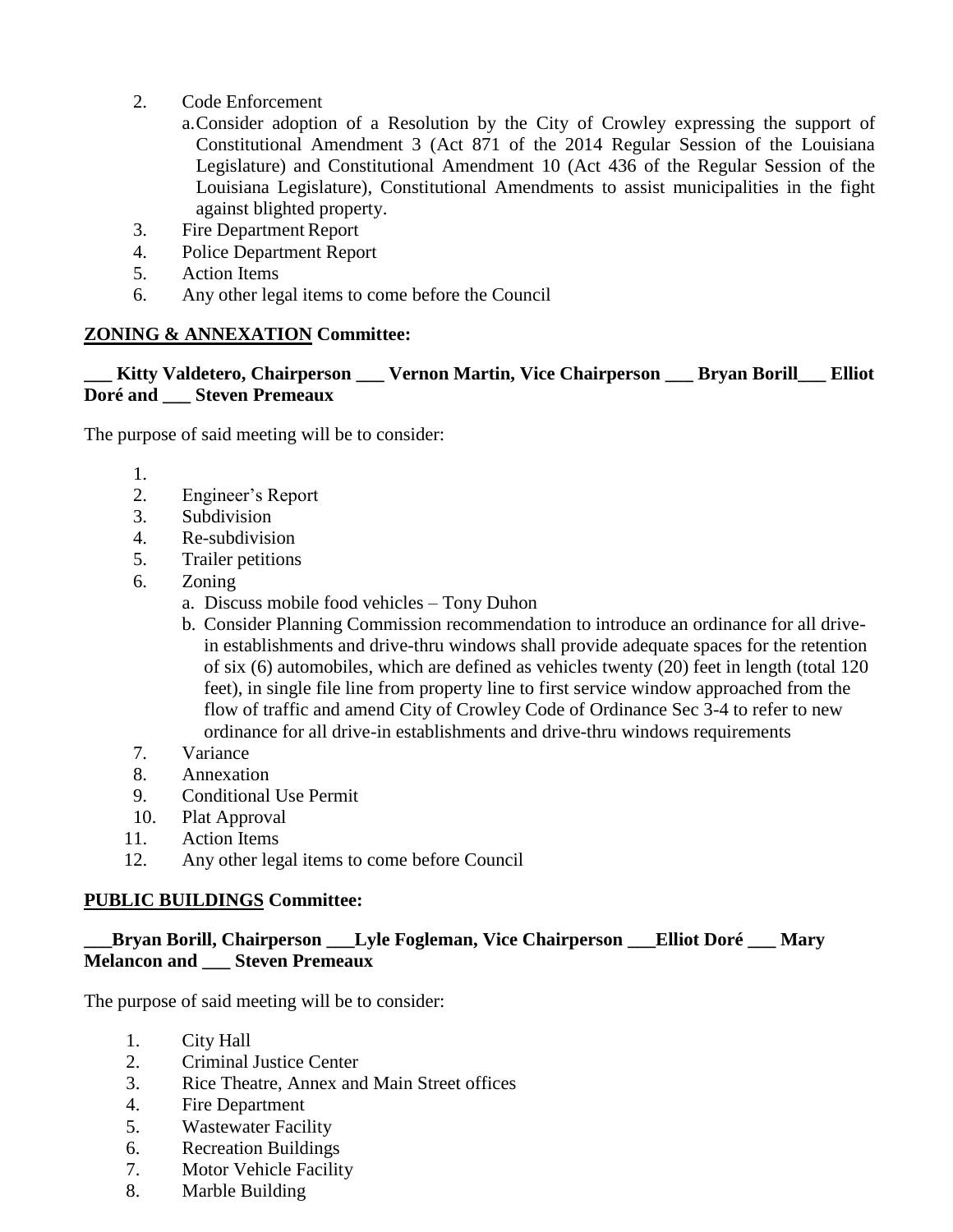2. Code Enforcement
   a. Consider adoption of a Resolution by the City of Crowley expressing the support of Constitutional Amendment 3 (Act 871 of the 2014 Regular Session of the Louisiana Legislature) and Constitutional Amendment 10 (Act 436 of the Regular Session of the Louisiana Legislature), Constitutional Amendments to assist municipalities in the fight against blighted property.
3. Fire Department Report
4. Police Department Report
5. Action Items
6. Any other legal items to come before the Council

**ZONING & ANNEXATION Committee:**

**___ Kitty Valdetero, Chairperson ___ Vernon Martin, Vice Chairperson ___ Bryan Borill___ Elliot Doré and ___ Steven Premeaux**

The purpose of said meeting will be to consider:

1. 
2. Engineer's Report
3. Subdivision
4. Re-subdivision
5. Trailer petitions
6. Zoning
   a. Discuss mobile food vehicles – Tony Duhon
   b. Consider Planning Commission recommendation to introduce an ordinance for all drive-in establishments and drive-thru windows shall provide adequate spaces for the retention of six (6) automobiles, which are defined as vehicles twenty (20) feet in length (total 120 feet), in single file line from property line to first service window approached from the flow of traffic and amend City of Crowley Code of Ordinance Sec 3-4 to refer to new ordinance for all drive-in establishments and drive-thru windows requirements
7. Variance
8. Annexation
9. Conditional Use Permit
10. Plat Approval
11. Action Items
12. Any other legal items to come before Council

**PUBLIC BUILDINGS Committee:**

**___Bryan Borill, Chairperson ___Lyle Fogleman, Vice Chairperson ___Elliot Doré ___ Mary Melancon and ___ Steven Premeaux**

The purpose of said meeting will be to consider:

1. City Hall
2. Criminal Justice Center
3. Rice Theatre, Annex and Main Street offices
4. Fire Department
5. Wastewater Facility
6. Recreation Buildings
7. Motor Vehicle Facility
8. Marble Building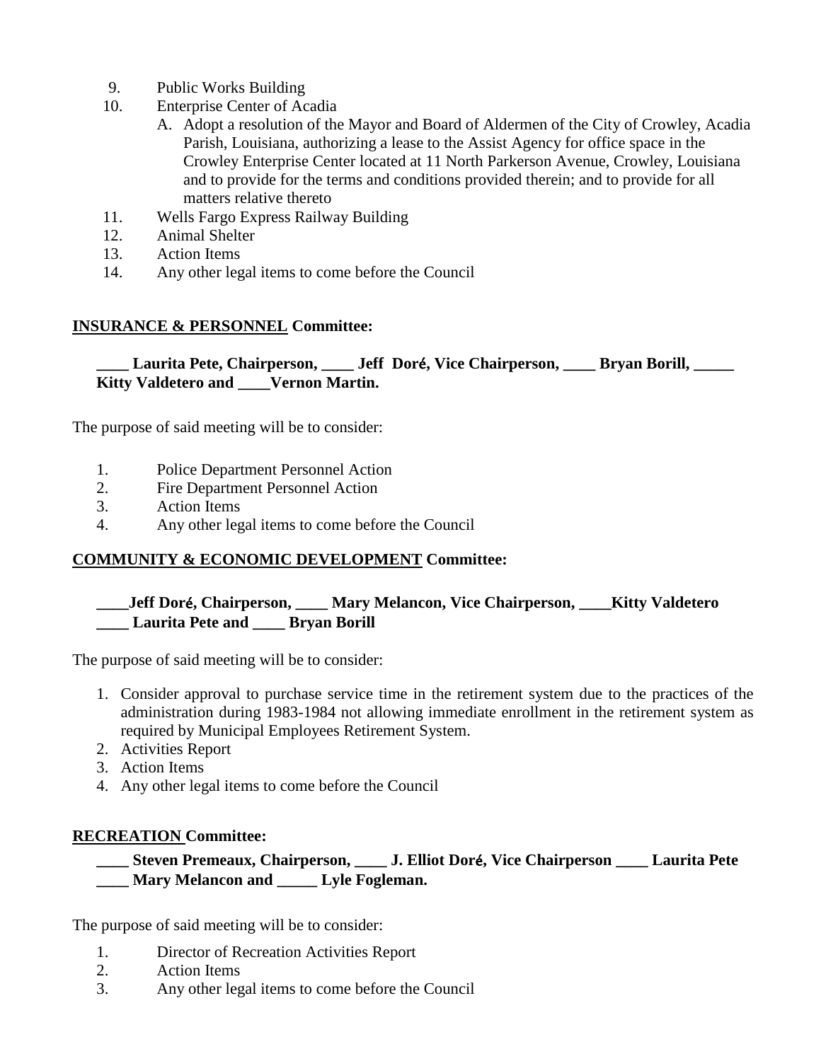9. Public Works Building
10. Enterprise Center of Acadia
    A. Adopt a resolution of the Mayor and Board of Aldermen of the City of Crowley, Acadia Parish, Louisiana, authorizing a lease to the Assist Agency for office space in the Crowley Enterprise Center located at 11 North Parkerson Avenue, Crowley, Louisiana and to provide for the terms and conditions provided therein; and to provide for all matters relative thereto
11. Wells Fargo Express Railway Building
12. Animal Shelter
13. Action Items
14. Any other legal items to come before the Council

**INSURANCE & PERSONNEL Committee:**

**____ Laurita Pete, Chairperson, ____ Jeff Doré, Vice Chairperson, ____ Bryan Borill, _____ Kitty Valdetero and ____Vernon Martin.**

The purpose of said meeting will be to consider:

1. Police Department Personnel Action
2. Fire Department Personnel Action
3. Action Items
4. Any other legal items to come before the Council

**COMMUNITY & ECONOMIC DEVELOPMENT Committee:**

**____Jeff Doré, Chairperson, ____ Mary Melancon, Vice Chairperson, ____Kitty Valdetero ____ Laurita Pete and ____ Bryan Borill**

The purpose of said meeting will be to consider:

1. Consider approval to purchase service time in the retirement system due to the practices of the administration during 1983-1984 not allowing immediate enrollment in the retirement system as required by Municipal Employees Retirement System.
2. Activities Report
3. Action Items
4. Any other legal items to come before the Council

**RECREATION Committee:**

**____ Steven Premeaux, Chairperson, ____ J. Elliot Doré, Vice Chairperson ____ Laurita Pete ____ Mary Melancon and _____ Lyle Fogleman.**

The purpose of said meeting will be to consider:

1. Director of Recreation Activities Report
2. Action Items
3. Any other legal items to come before the Council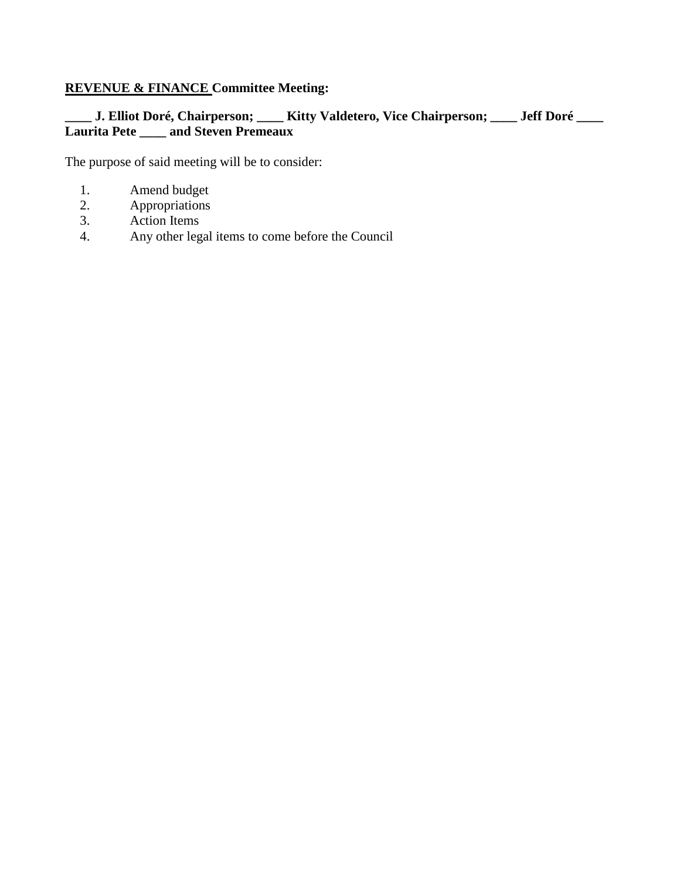**<u>REVENUE & FINANCE</u> Committee Meeting:**

**____ J. Elliot Doré, Chairperson; ____ Kitty Valdetero, Vice Chairperson; ____ Jeff Doré ____ Laurita Pete ____ and Steven Premeaux**

The purpose of said meeting will be to consider:

1. Amend budget
2. Appropriations
3. Action Items
4. Any other legal items to come before the Council